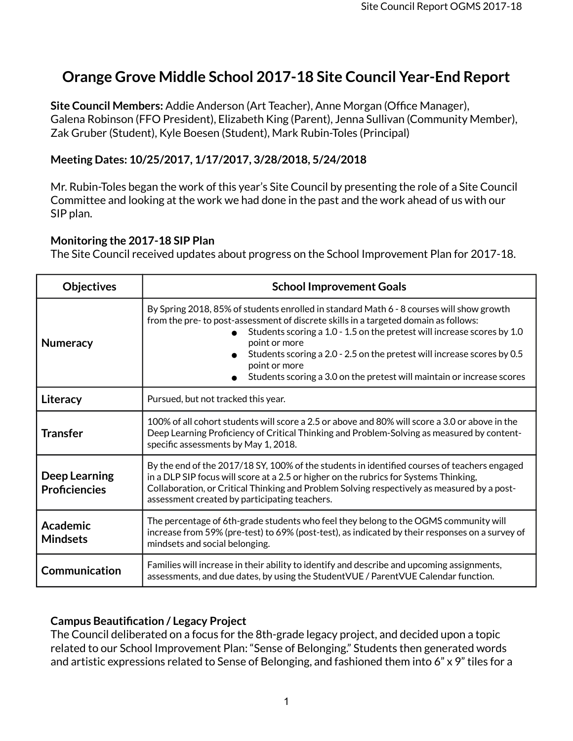# Orange Grove Middle School 2017-18 Site Council Year-End Report

**Site Council Members:** Addie Anderson (Art Teacher), Anne Morgan (Office Manager), Galena Robinson (FFO President), Elizabeth King (Parent), Jenna Sullivan (Community Member), Zak Gruber (Student), Kyle Boesen (Student), Mark Rubin-Toles (Principal)

**Meeting Dates: 10/25/2017, 1/17/2017, 3/28/2018, 5/24/2018**

Mr. Rubin-Toles began the work of this year's Site Council by presenting the role of a Site Council Committee and looking at the work we had done in the past and the work ahead of us with our SIP plan.

**Monitoring the 2017-18 SIP Plan**
The Site Council received updates about progress on the School Improvement Plan for 2017-18.

| Objectives | School Improvement Goals |
|---|---|
| **Numeracy** | By Spring 2018, 85% of students enrolled in standard Math 6 - 8 courses will show growth from the pre- to post-assessment of discrete skills in a targeted domain as follows: <br>● Students scoring a 1.0 - 1.5 on the pretest will increase scores by 1.0 point or more <br>● Students scoring a 2.0 - 2.5 on the pretest will increase scores by 0.5 point or more <br>● Students scoring a 3.0 on the pretest will maintain or increase scores |
| **Literacy** | Pursued, but not tracked this year. |
| **Transfer** | 100% of all cohort students will score a 2.5 or above and 80% will score a 3.0 or above in the Deep Learning Proficiency of Critical Thinking and Problem-Solving as measured by content-specific assessments by May 1, 2018. |
| **Deep Learning Proficiencies** | By the end of the 2017/18 SY, 100% of the students in identified courses of teachers engaged in a DLP SIP focus will score at a 2.5 or higher on the rubrics for Systems Thinking, Collaboration, or Critical Thinking and Problem Solving respectively as measured by a post-assessment created by participating teachers. |
| **Academic Mindsets** | The percentage of 6th-grade students who feel they belong to the OGMS community will increase from 59% (pre-test) to 69% (post-test), as indicated by their responses on a survey of mindsets and social belonging. |
| **Communication** | Families will increase in their ability to identify and describe and upcoming assignments, assessments, and due dates, by using the StudentVUE / ParentVUE Calendar function. |

**Campus Beautification / Legacy Project**
The Council deliberated on a focus for the 8th-grade legacy project, and decided upon a topic related to our School Improvement Plan: "Sense of Belonging." Students then generated words and artistic expressions related to Sense of Belonging, and fashioned them into 6" x 9" tiles for a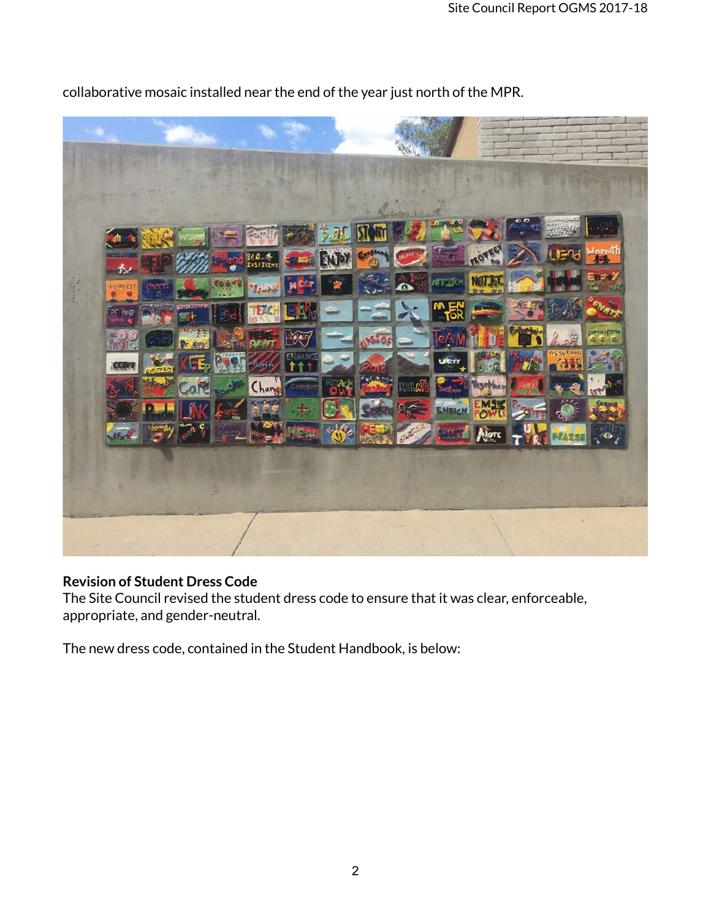collaborative mosaic installed near the end of the year just north of the MPR.

**Revision of Student Dress Code**

The Site Council revised the student dress code to ensure that it was clear, enforceable, appropriate, and gender-neutral.

The new dress code, contained in the Student Handbook, is below: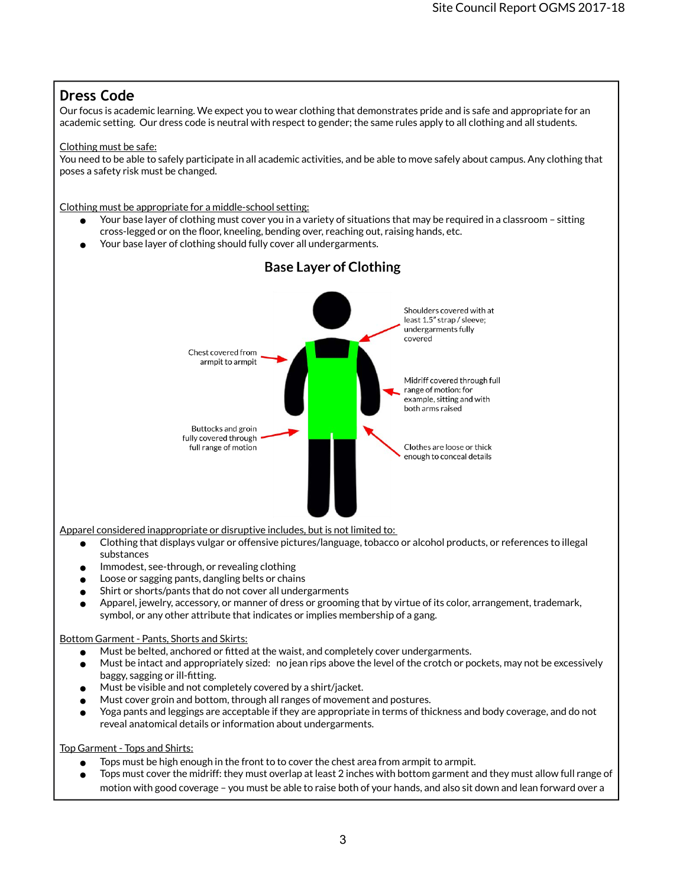## Dress Code

Our focus is academic learning. We expect you to wear clothing that demonstrates pride and is safe and appropriate for an academic setting. Our dress code is neutral with respect to gender; the same rules apply to all clothing and all students.

Clothing must be safe:

You need to be able to safely participate in all academic activities, and be able to move safely about campus. Any clothing that poses a safety risk must be changed.

Clothing must be appropriate for a middle-school setting:

- Your base layer of clothing must cover you in a variety of situations that may be required in a classroom – sitting cross-legged or on the floor, kneeling, bending over, reaching out, raising hands, etc.
- Your base layer of clothing should fully cover all undergarments.

### Base Layer of Clothing

Shoulders covered with at least 1.5" strap / sleeve; undergarments fully covered

Chest covered from armpit to armpit

Midriff covered through full range of motion: for example, sitting and with both arms raised

Buttocks and groin fully covered through full range of motion

Clothes are loose or thick enough to conceal details

Apparel considered inappropriate or disruptive includes, but is not limited to:

- Clothing that displays vulgar or offensive pictures/language, tobacco or alcohol products, or references to illegal substances
- Immodest, see-through, or revealing clothing
- Loose or sagging pants, dangling belts or chains
- Shirt or shorts/pants that do not cover all undergarments
- Apparel, jewelry, accessory, or manner of dress or grooming that by virtue of its color, arrangement, trademark, symbol, or any other attribute that indicates or implies membership of a gang.

Bottom Garment - Pants, Shorts and Skirts:

- Must be belted, anchored or fitted at the waist, and completely cover undergarments.
- Must be intact and appropriately sized: no jean rips above the level of the crotch or pockets, may not be excessively baggy, sagging or ill-fitting.
- Must be visible and not completely covered by a shirt/jacket.
- Must cover groin and bottom, through all ranges of movement and postures.
- Yoga pants and leggings are acceptable if they are appropriate in terms of thickness and body coverage, and do not reveal anatomical details or information about undergarments.

Top Garment - Tops and Shirts:

- Tops must be high enough in the front to to cover the chest area from armpit to armpit.
- Tops must cover the midriff: they must overlap at least 2 inches with bottom garment and they must allow full range of motion with good coverage – you must be able to raise both of your hands, and also sit down and lean forward over a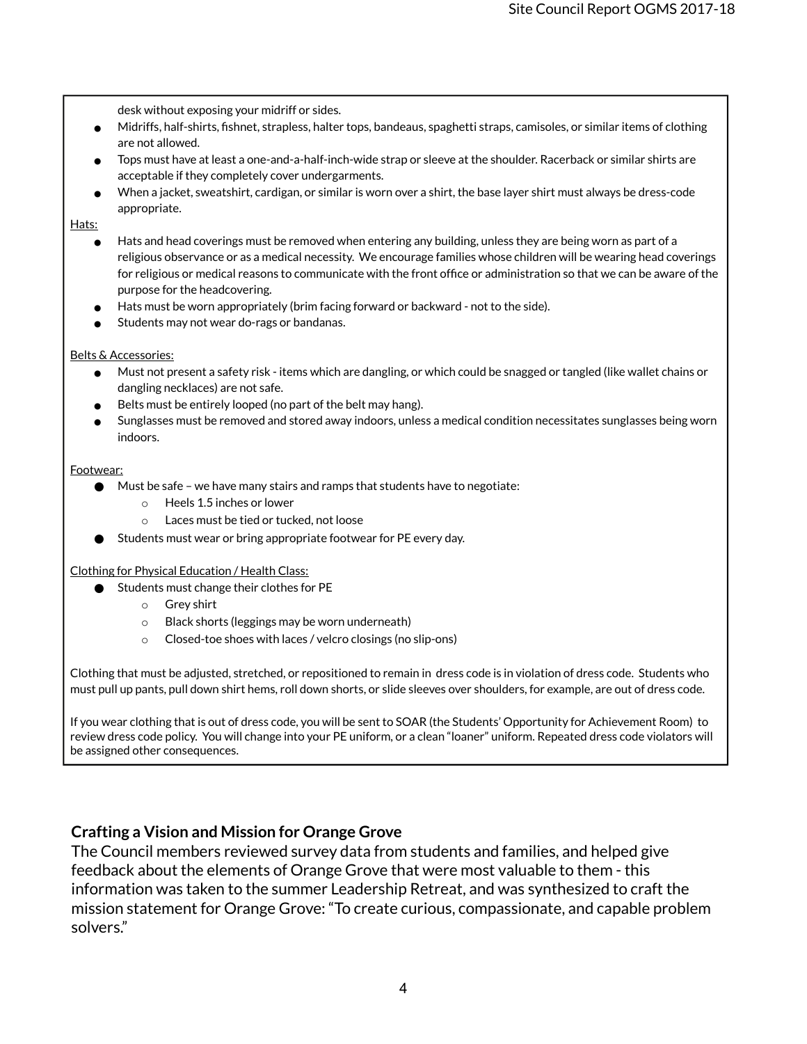desk without exposing your midriff or sides.

- Midriffs, half-shirts, fishnet, strapless, halter tops, bandeaus, spaghetti straps, camisoles, or similar items of clothing are not allowed.
- Tops must have at least a one-and-a-half-inch-wide strap or sleeve at the shoulder. Racerback or similar shirts are acceptable if they completely cover undergarments.
- When a jacket, sweatshirt, cardigan, or similar is worn over a shirt, the base layer shirt must always be dress-code appropriate.

Hats:

- Hats and head coverings must be removed when entering any building, unless they are being worn as part of a religious observance or as a medical necessity. We encourage families whose children will be wearing head coverings for religious or medical reasons to communicate with the front office or administration so that we can be aware of the purpose for the headcovering.
- Hats must be worn appropriately (brim facing forward or backward - not to the side).
- Students may not wear do-rags or bandanas.

Belts & Accessories:

- Must not present a safety risk - items which are dangling, or which could be snagged or tangled (like wallet chains or dangling necklaces) are not safe.
- Belts must be entirely looped (no part of the belt may hang).
- Sunglasses must be removed and stored away indoors, unless a medical condition necessitates sunglasses being worn indoors.

Footwear:

- Must be safe – we have many stairs and ramps that students have to negotiate:
  - Heels 1.5 inches or lower
  - Laces must be tied or tucked, not loose
- Students must wear or bring appropriate footwear for PE every day.

Clothing for Physical Education / Health Class:

- Students must change their clothes for PE
  - Grey shirt
  - Black shorts (leggings may be worn underneath)
  - Closed-toe shoes with laces / velcro closings (no slip-ons)

Clothing that must be adjusted, stretched, or repositioned to remain in dress code is in violation of dress code. Students who must pull up pants, pull down shirt hems, roll down shorts, or slide sleeves over shoulders, for example, are out of dress code.

If you wear clothing that is out of dress code, you will be sent to SOAR (the Students' Opportunity for Achievement Room) to review dress code policy. You will change into your PE uniform, or a clean "loaner" uniform. Repeated dress code violators will be assigned other consequences.

## Crafting a Vision and Mission for Orange Grove

The Council members reviewed survey data from students and families, and helped give feedback about the elements of Orange Grove that were most valuable to them - this information was taken to the summer Leadership Retreat, and was synthesized to craft the mission statement for Orange Grove: "To create curious, compassionate, and capable problem solvers."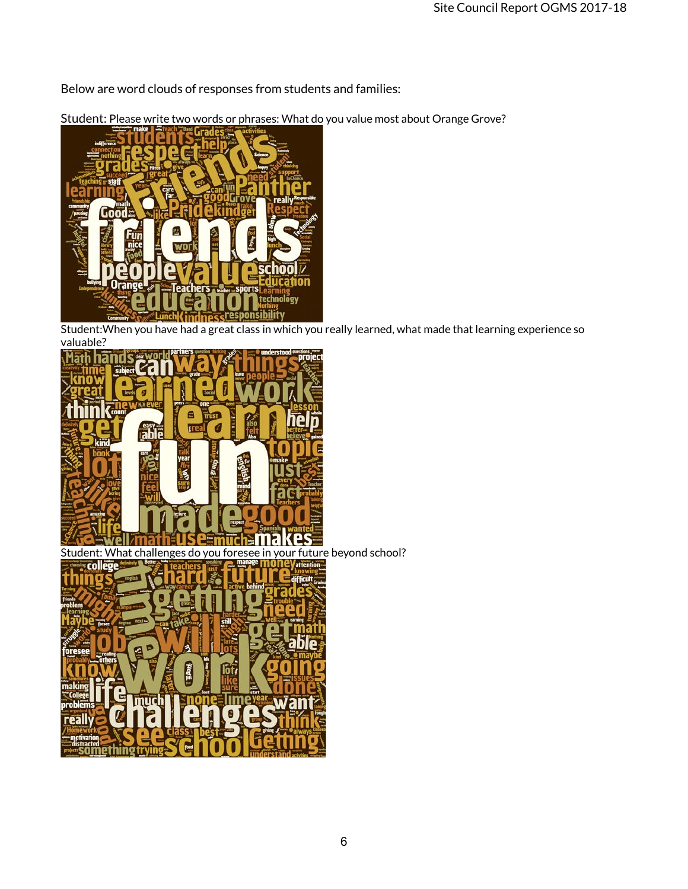Below are word clouds of responses from students and families:

Student: Please write two words or phrases: What do you value most about Orange Grove?

Student:When you have had a great class in which you really learned, what made that learning experience so valuable?

Student: What challenges do you foresee in your future beyond school?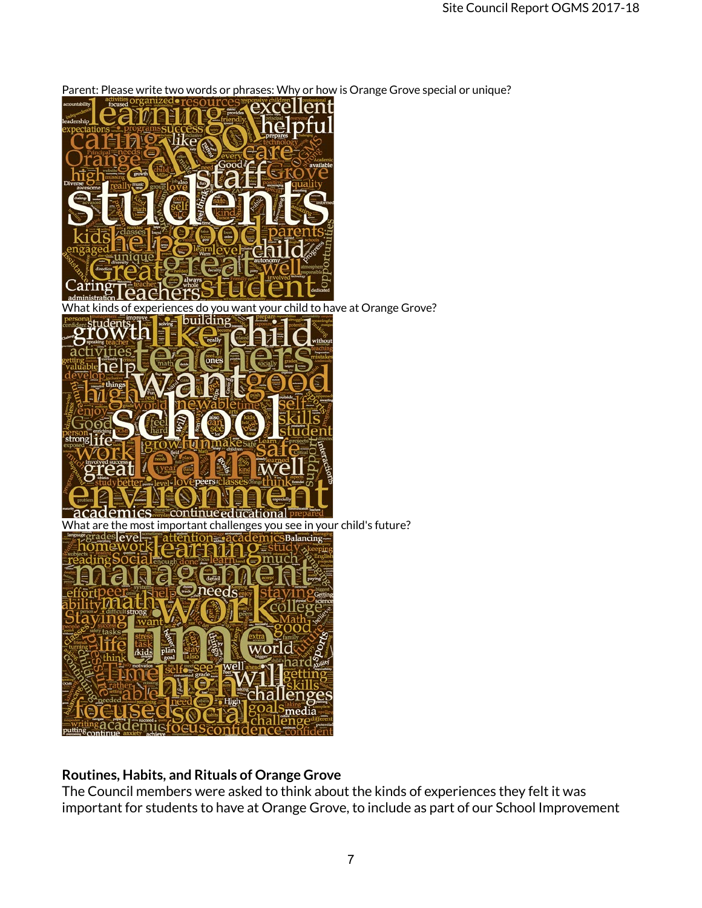Parent: Please write two words or phrases: Why or how is Orange Grove special or unique?

What kinds of experiences do you want your child to have at Orange Grove?

What are the most important challenges you see in your child's future?

**Routines, Habits, and Rituals of Orange Grove**

The Council members were asked to think about the kinds of experiences they felt it was important for students to have at Orange Grove, to include as part of our School Improvement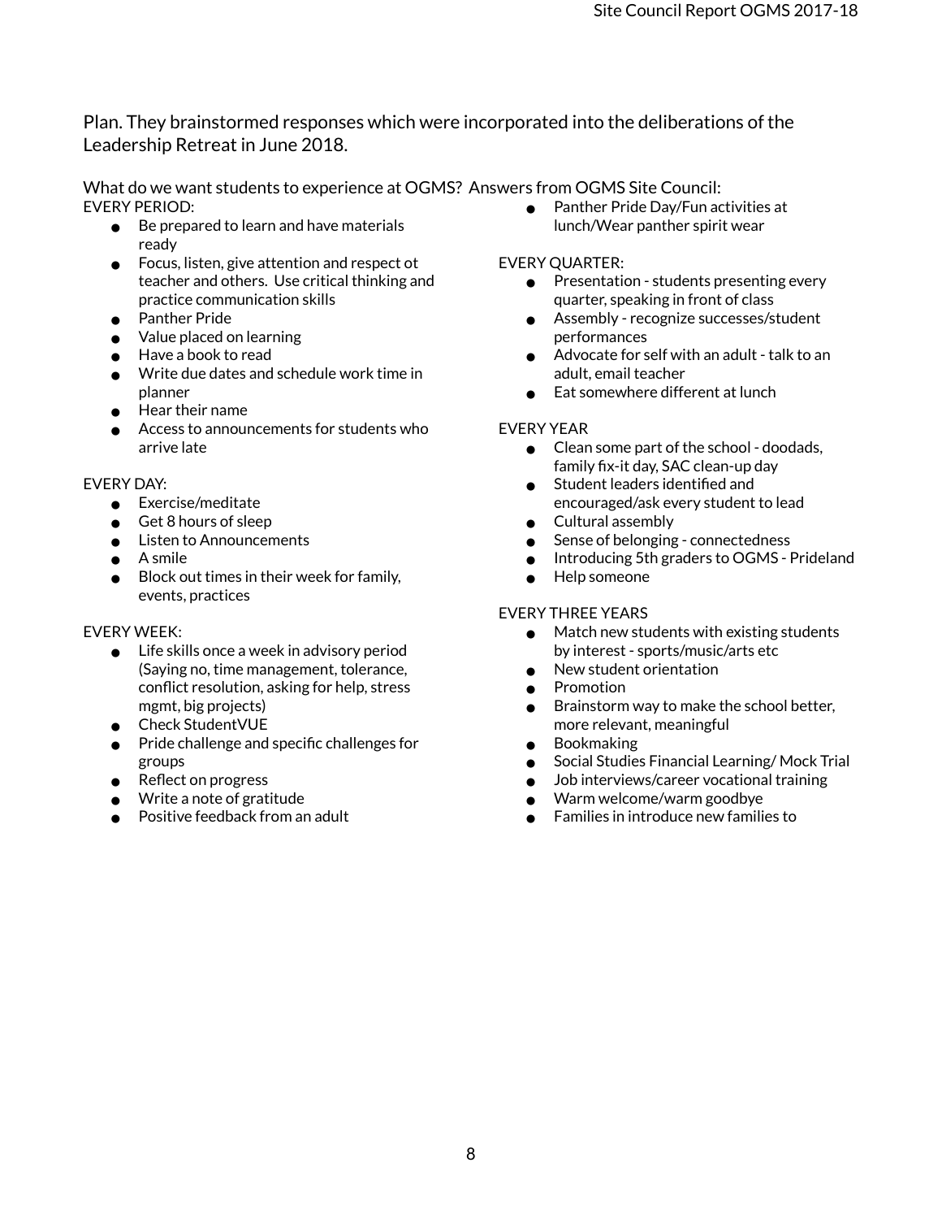Plan. They brainstormed responses which were incorporated into the deliberations of the Leadership Retreat in June 2018.

What do we want students to experience at OGMS? Answers from OGMS Site Council:

EVERY PERIOD:

- Be prepared to learn and have materials ready
- Focus, listen, give attention and respect ot teacher and others. Use critical thinking and practice communication skills
- Panther Pride
- Value placed on learning
- Have a book to read
- Write due dates and schedule work time in planner
- Hear their name
- Access to announcements for students who arrive late

EVERY DAY:

- Exercise/meditate
- Get 8 hours of sleep
- Listen to Announcements
- A smile
- Block out times in their week for family, events, practices

EVERY WEEK:

- Life skills once a week in advisory period (Saying no, time management, tolerance, conflict resolution, asking for help, stress mgmt, big projects)
- Check StudentVUE
- Pride challenge and specific challenges for groups
- Reflect on progress
- Write a note of gratitude
- Positive feedback from an adult
- Panther Pride Day/Fun activities at lunch/Wear panther spirit wear

EVERY QUARTER:

- Presentation - students presenting every quarter, speaking in front of class
- Assembly - recognize successes/student performances
- Advocate for self with an adult - talk to an adult, email teacher
- Eat somewhere different at lunch

EVERY YEAR

- Clean some part of the school - doodads, family fix-it day, SAC clean-up day
- Student leaders identified and encouraged/ask every student to lead
- Cultural assembly
- Sense of belonging - connectedness
- Introducing 5th graders to OGMS - Prideland
- Help someone

EVERY THREE YEARS

- Match new students with existing students by interest - sports/music/arts etc
- New student orientation
- Promotion
- Brainstorm way to make the school better, more relevant, meaningful
- Bookmaking
- Social Studies Financial Learning/ Mock Trial
- Job interviews/career vocational training
- Warm welcome/warm goodbye
- Families in introduce new families to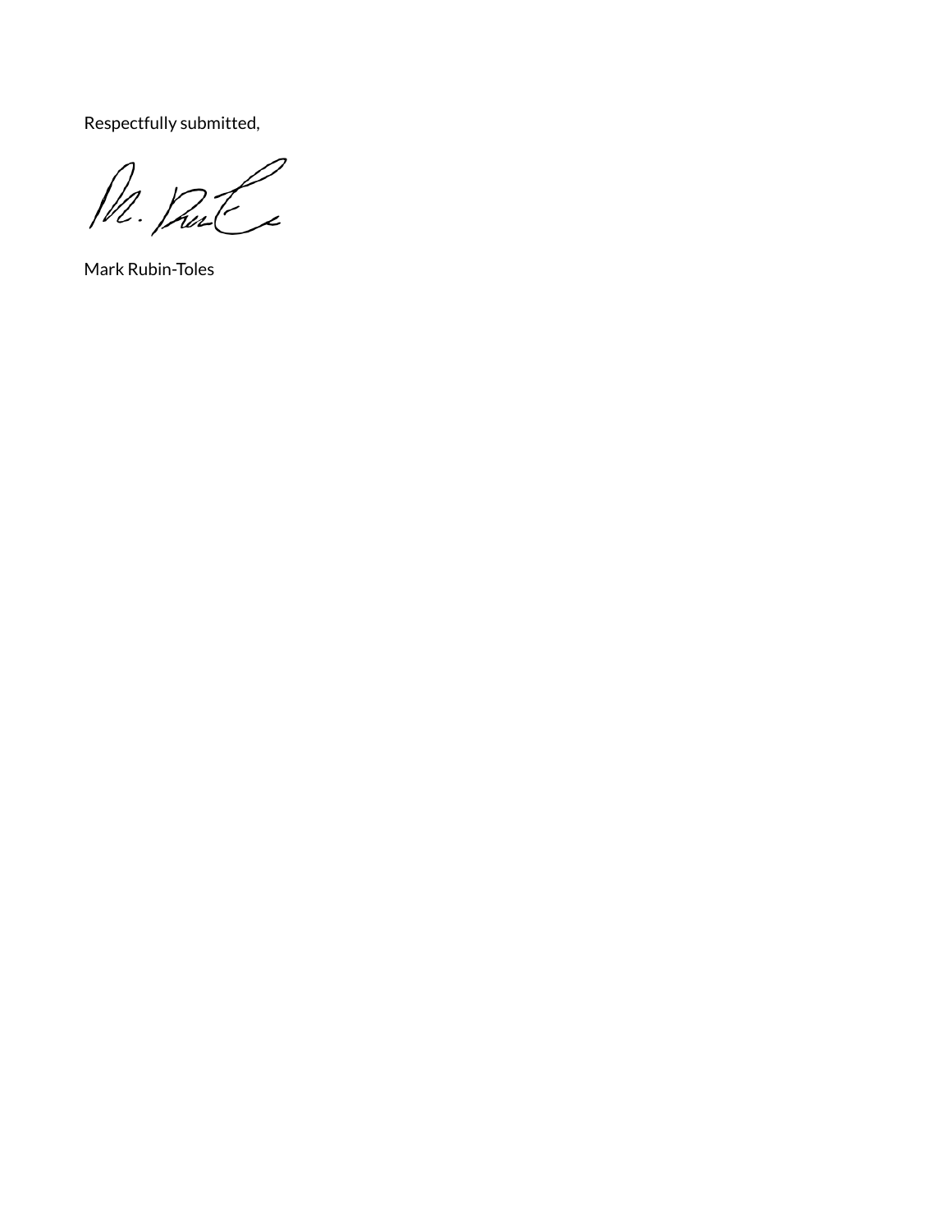Respectfully submitted,

Mark Rubin-Toles